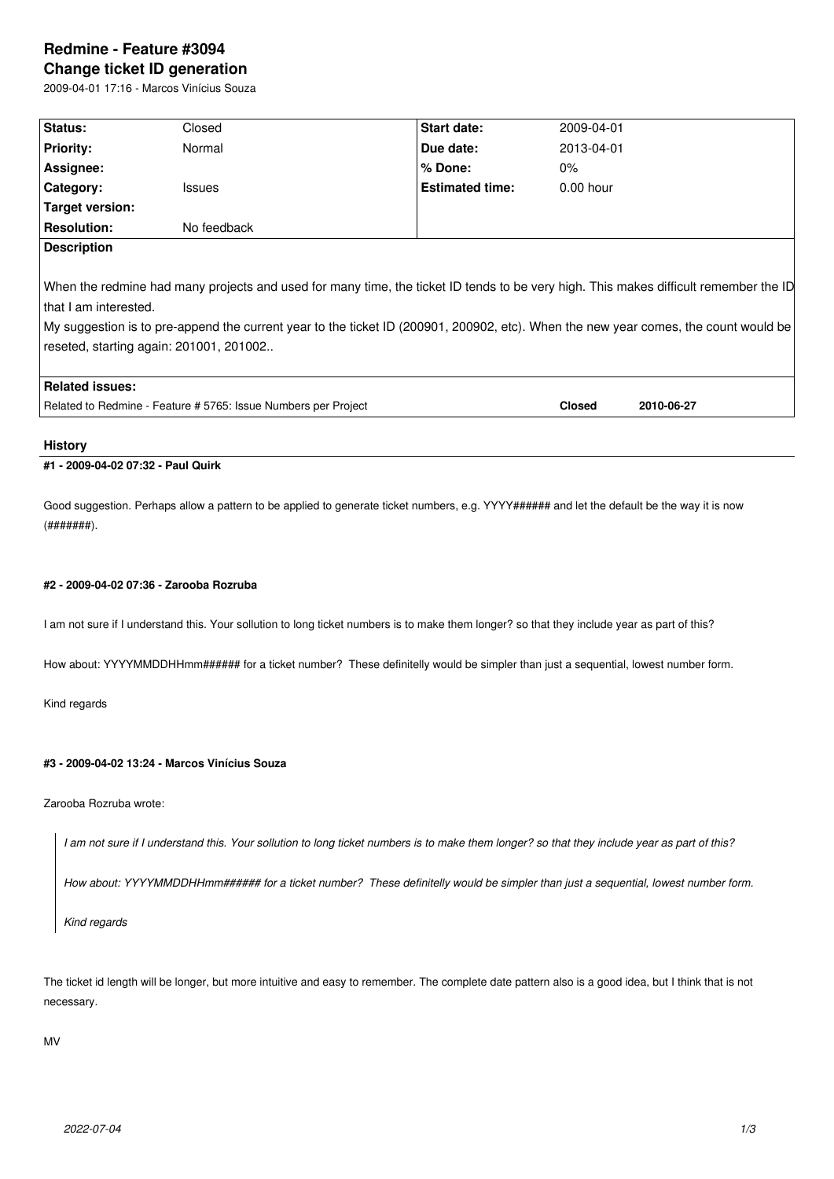# Redmine - Feature #3094

## Change ticket ID generation

2009-04-01 17:16 - Marcos Vinícius Souza

| Status: | Closed | Start date: | 2009-04-01 |
|---|---|---|---|
| Priority: | Normal | Due date: | 2013-04-01 |
| Assignee: | | % Done: | 0% |
| Category: | Issues | Estimated time: | 0.00 hour |
| Target version: | | | |
| Resolution: | No feedback | | |

**Description**

When the redmine had many projects and used for many time, the ticket ID tends to be very high. This makes difficult remember the ID that I am interested.
My suggestion is to pre-append the current year to the ticket ID (200901, 200902, etc). When the new year comes, the count would be reseted, starting again: 201001, 201002..

**Related issues:**

| Related to Redmine - Feature # 5765: Issue Numbers per Project | Closed | 2010-06-27 |
|---|---|---|

### History

#### #1 - 2009-04-02 07:32 - Paul Quirk

Good suggestion. Perhaps allow a pattern to be applied to generate ticket numbers, e.g. YYYY###### and let the default be the way it is now (#######).

#### #2 - 2009-04-02 07:36 - Zarooba Rozruba

I am not sure if I understand this. Your sollution to long ticket numbers is to make them longer? so that they include year as part of this?

How about: YYYYMMDDHHmm###### for a ticket number? These definitelly would be simpler than just a sequential, lowest number form.

Kind regards

#### #3 - 2009-04-02 13:24 - Marcos Vinícius Souza

Zarooba Rozruba wrote:

> *I am not sure if I understand this. Your sollution to long ticket numbers is to make them longer? so that they include year as part of this?*
>
> *How about: YYYYMMDDHHmm###### for a ticket number? These definitelly would be simpler than just a sequential, lowest number form.*
>
> *Kind regards*

The ticket id length will be longer, but more intuitive and easy to remember. The complete date pattern also is a good idea, but I think that is not necessary.

MV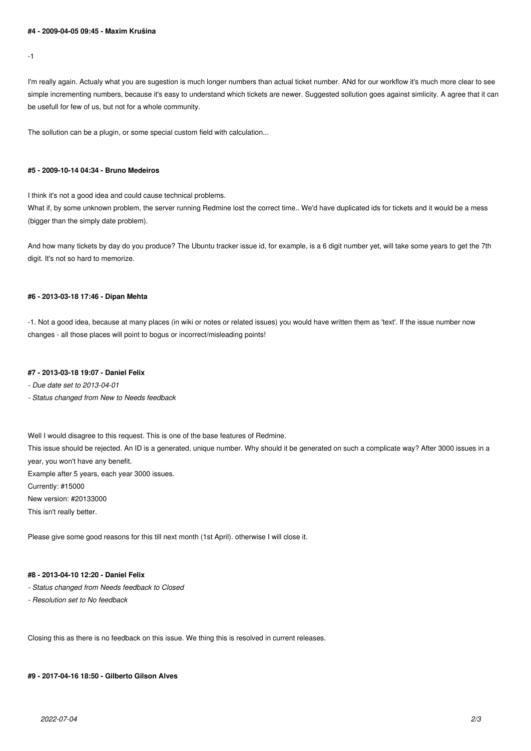#### #4 - 2009-04-05 09:45 - Maxim Krušina

-1

I'm really again. Actualy what you are sugestion is much longer numbers than actual ticket number. ANd for our workflow it's much more clear to see simple incrementing numbers, because it's easy to understand which tickets are newer. Suggested sollution goes against simlicity. A agree that it can be usefull for few of us, but not for a whole community.

The sollution can be a plugin, or some special custom field with calculation...

#### #5 - 2009-10-14 04:34 - Bruno Medeiros

I think it's not a good idea and could cause technical problems.
What if, by some unknown problem, the server running Redmine lost the correct time.. We'd have duplicated ids for tickets and it would be a mess (bigger than the simply date problem).

And how many tickets by day do you produce? The Ubuntu tracker issue id, for example, is a 6 digit number yet, will take some years to get the 7th digit. It's not so hard to memorize.

#### #6 - 2013-03-18 17:46 - Dipan Mehta

-1. Not a good idea, because at many places (in wiki or notes or related issues) you would have written them as 'text'. If the issue number now changes - all those places will point to bogus or incorrect/misleading points!

#### #7 - 2013-03-18 19:07 - Daniel Felix

*- Due date set to 2013-04-01*
*- Status changed from New to Needs feedback*

Well I would disagree to this request. This is one of the base features of Redmine.
This issue should be rejected. An ID is a generated, unique number. Why should it be generated on such a complicate way? After 3000 issues in a year, you won't have any benefit.
Example after 5 years, each year 3000 issues.
Currently: #15000
New version: #20133000
This isn't really better.

Please give some good reasons for this till next month (1st April). otherwise I will close it.

#### #8 - 2013-04-10 12:20 - Daniel Felix

*- Status changed from Needs feedback to Closed*
*- Resolution set to No feedback*

Closing this as there is no feedback on this issue. We thing this is resolved in current releases.

#### #9 - 2017-04-16 18:50 - Gilberto Gilson Alves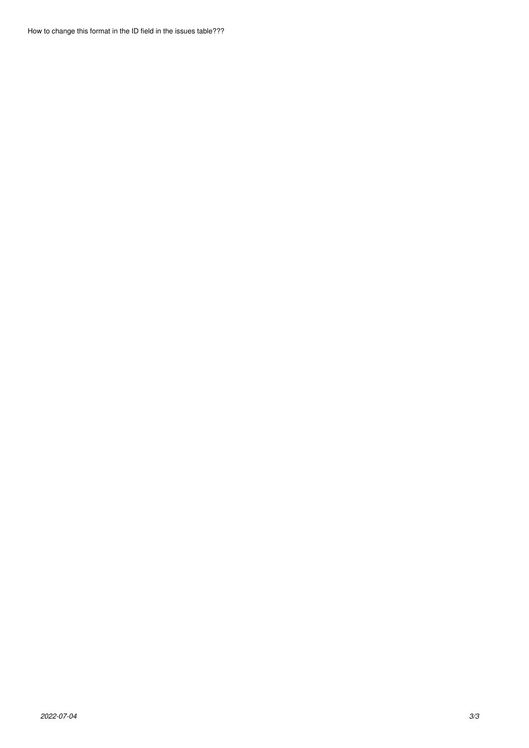How to change this format in the ID field in the issues table???